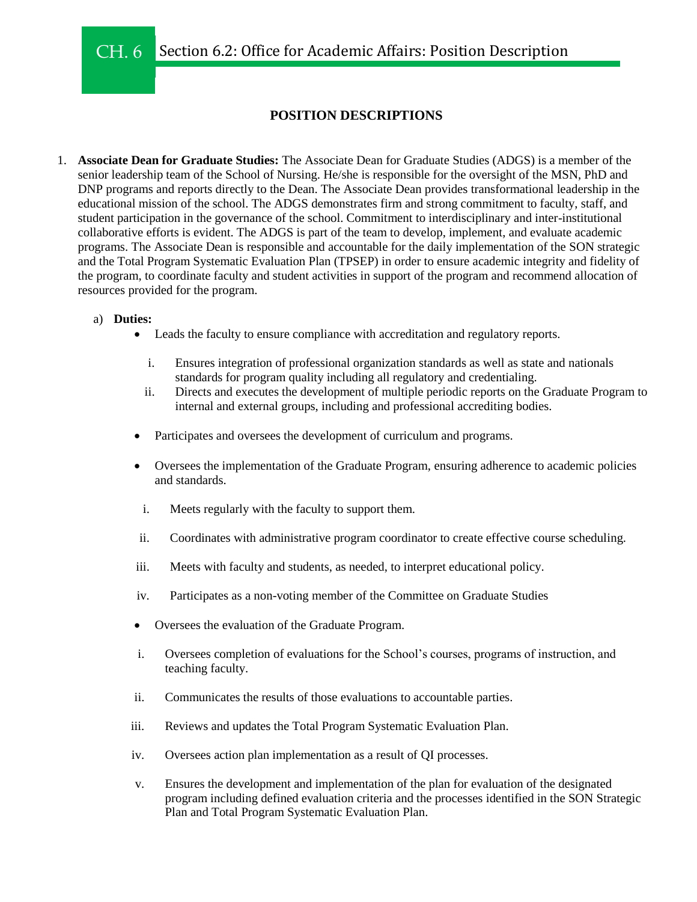# CH. 6 Section 6.2: Office for Academic Affairs: Position Description

## POSITION DESCRIPTIONS

1. **Associate Dean for Graduate Studies:** The Associate Dean for Graduate Studies (ADGS) is a member of the senior leadership team of the School of Nursing. He/she is responsible for the oversight of the MSN, PhD and DNP programs and reports directly to the Dean. The Associate Dean provides transformational leadership in the educational mission of the school. The ADGS demonstrates firm and strong commitment to faculty, staff, and student participation in the governance of the school. Commitment to interdisciplinary and inter-institutional collaborative efforts is evident. The ADGS is part of the team to develop, implement, and evaluate academic programs. The Associate Dean is responsible and accountable for the daily implementation of the SON strategic and the Total Program Systematic Evaluation Plan (TPSEP) in order to ensure academic integrity and fidelity of the program, to coordinate faculty and student activities in support of the program and recommend allocation of resources provided for the program.

   a) **Duties:**

   - Leads the faculty to ensure compliance with accreditation and regulatory reports.
     i. Ensures integration of professional organization standards as well as state and nationals standards for program quality including all regulatory and credentialing.
     ii. Directs and executes the development of multiple periodic reports on the Graduate Program to internal and external groups, including and professional accrediting bodies.
   - Participates and oversees the development of curriculum and programs.
   - Oversees the implementation of the Graduate Program, ensuring adherence to academic policies and standards.
     i. Meets regularly with the faculty to support them.
     ii. Coordinates with administrative program coordinator to create effective course scheduling.
     iii. Meets with faculty and students, as needed, to interpret educational policy.
     iv. Participates as a non-voting member of the Committee on Graduate Studies
   - Oversees the evaluation of the Graduate Program.
     i. Oversees completion of evaluations for the School's courses, programs of instruction, and teaching faculty.
     ii. Communicates the results of those evaluations to accountable parties.
     iii. Reviews and updates the Total Program Systematic Evaluation Plan.
     iv. Oversees action plan implementation as a result of QI processes.
     v. Ensures the development and implementation of the plan for evaluation of the designated program including defined evaluation criteria and the processes identified in the SON Strategic Plan and Total Program Systematic Evaluation Plan.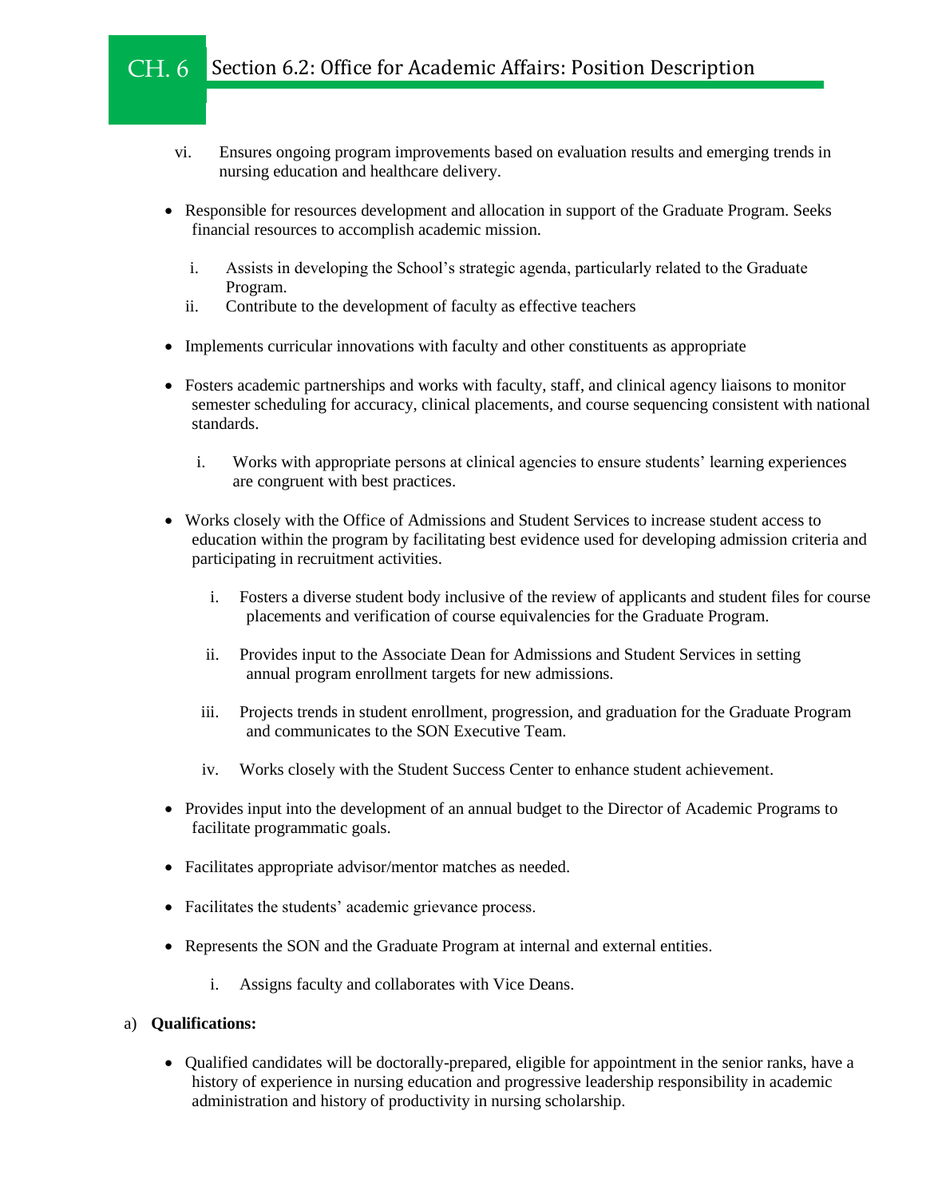vi. Ensures ongoing program improvements based on evaluation results and emerging trends in nursing education and healthcare delivery.

- Responsible for resources development and allocation in support of the Graduate Program. Seeks financial resources to accomplish academic mission.
  - i. Assists in developing the School's strategic agenda, particularly related to the Graduate Program.
  - ii. Contribute to the development of faculty as effective teachers
- Implements curricular innovations with faculty and other constituents as appropriate
- Fosters academic partnerships and works with faculty, staff, and clinical agency liaisons to monitor semester scheduling for accuracy, clinical placements, and course sequencing consistent with national standards.
  - i. Works with appropriate persons at clinical agencies to ensure students' learning experiences are congruent with best practices.
- Works closely with the Office of Admissions and Student Services to increase student access to education within the program by facilitating best evidence used for developing admission criteria and participating in recruitment activities.
  - i. Fosters a diverse student body inclusive of the review of applicants and student files for course placements and verification of course equivalencies for the Graduate Program.
  - ii. Provides input to the Associate Dean for Admissions and Student Services in setting annual program enrollment targets for new admissions.
  - iii. Projects trends in student enrollment, progression, and graduation for the Graduate Program and communicates to the SON Executive Team.
  - iv. Works closely with the Student Success Center to enhance student achievement.
- Provides input into the development of an annual budget to the Director of Academic Programs to facilitate programmatic goals.
- Facilitates appropriate advisor/mentor matches as needed.
- Facilitates the students' academic grievance process.
- Represents the SON and the Graduate Program at internal and external entities.
  - i. Assigns faculty and collaborates with Vice Deans.

a) **Qualifications:**

- Qualified candidates will be doctorally-prepared, eligible for appointment in the senior ranks, have a history of experience in nursing education and progressive leadership responsibility in academic administration and history of productivity in nursing scholarship.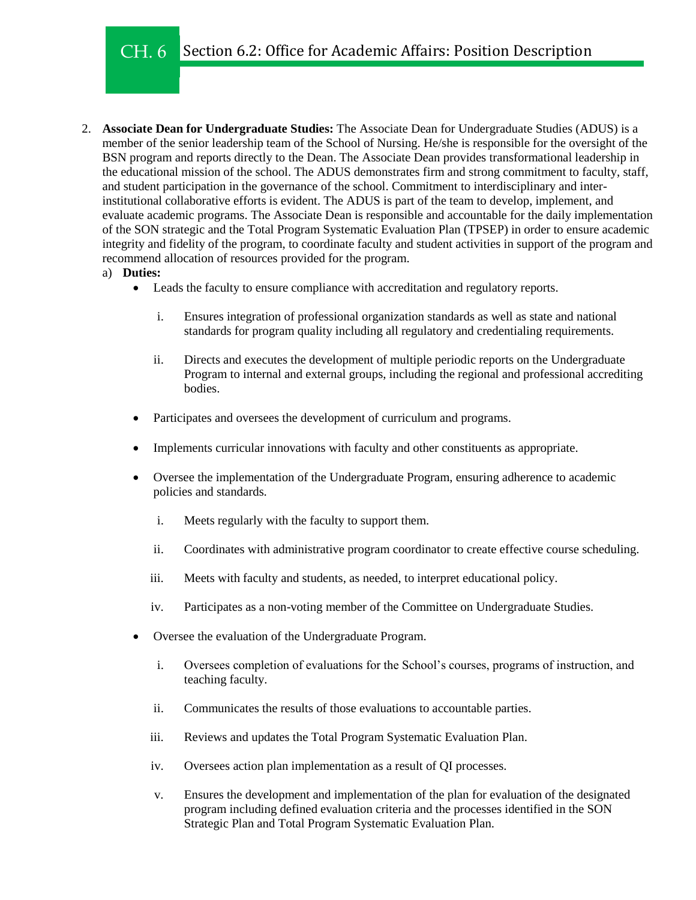2. **Associate Dean for Undergraduate Studies:** The Associate Dean for Undergraduate Studies (ADUS) is a member of the senior leadership team of the School of Nursing. He/she is responsible for the oversight of the BSN program and reports directly to the Dean. The Associate Dean provides transformational leadership in the educational mission of the school. The ADUS demonstrates firm and strong commitment to faculty, staff, and student participation in the governance of the school. Commitment to interdisciplinary and inter-institutional collaborative efforts is evident. The ADUS is part of the team to develop, implement, and evaluate academic programs. The Associate Dean is responsible and accountable for the daily implementation of the SON strategic and the Total Program Systematic Evaluation Plan (TPSEP) in order to ensure academic integrity and fidelity of the program, to coordinate faculty and student activities in support of the program and recommend allocation of resources provided for the program.

   a) **Duties:**

   - Leads the faculty to ensure compliance with accreditation and regulatory reports.

     i. Ensures integration of professional organization standards as well as state and national standards for program quality including all regulatory and credentialing requirements.

     ii. Directs and executes the development of multiple periodic reports on the Undergraduate Program to internal and external groups, including the regional and professional accrediting bodies.

   - Participates and oversees the development of curriculum and programs.

   - Implements curricular innovations with faculty and other constituents as appropriate.

   - Oversee the implementation of the Undergraduate Program, ensuring adherence to academic policies and standards.

     i. Meets regularly with the faculty to support them.

     ii. Coordinates with administrative program coordinator to create effective course scheduling.

     iii. Meets with faculty and students, as needed, to interpret educational policy.

     iv. Participates as a non-voting member of the Committee on Undergraduate Studies.

   - Oversee the evaluation of the Undergraduate Program.

     i. Oversees completion of evaluations for the School's courses, programs of instruction, and teaching faculty.

     ii. Communicates the results of those evaluations to accountable parties.

     iii. Reviews and updates the Total Program Systematic Evaluation Plan.

     iv. Oversees action plan implementation as a result of QI processes.

     v. Ensures the development and implementation of the plan for evaluation of the designated program including defined evaluation criteria and the processes identified in the SON Strategic Plan and Total Program Systematic Evaluation Plan.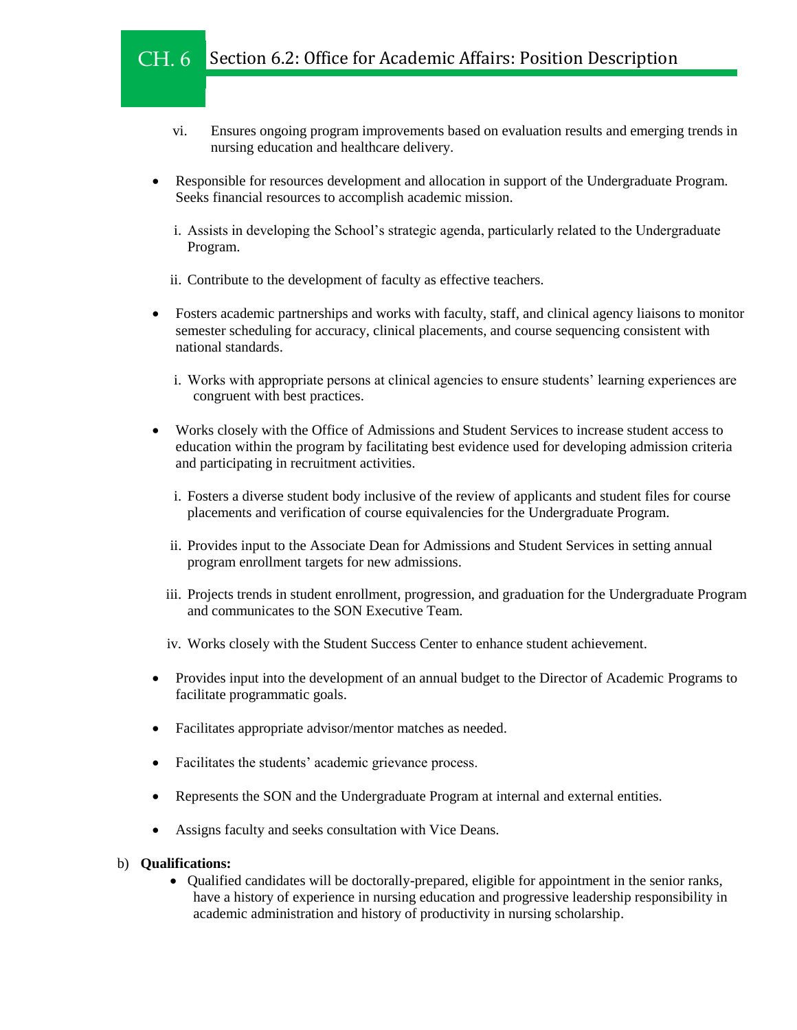vi. Ensures ongoing program improvements based on evaluation results and emerging trends in nursing education and healthcare delivery.

- Responsible for resources development and allocation in support of the Undergraduate Program. Seeks financial resources to accomplish academic mission.

  i. Assists in developing the School's strategic agenda, particularly related to the Undergraduate Program.

  ii. Contribute to the development of faculty as effective teachers.

- Fosters academic partnerships and works with faculty, staff, and clinical agency liaisons to monitor semester scheduling for accuracy, clinical placements, and course sequencing consistent with national standards.

  i. Works with appropriate persons at clinical agencies to ensure students' learning experiences are congruent with best practices.

- Works closely with the Office of Admissions and Student Services to increase student access to education within the program by facilitating best evidence used for developing admission criteria and participating in recruitment activities.

  i. Fosters a diverse student body inclusive of the review of applicants and student files for course placements and verification of course equivalencies for the Undergraduate Program.

  ii. Provides input to the Associate Dean for Admissions and Student Services in setting annual program enrollment targets for new admissions.

  iii. Projects trends in student enrollment, progression, and graduation for the Undergraduate Program and communicates to the SON Executive Team.

  iv. Works closely with the Student Success Center to enhance student achievement.

- Provides input into the development of an annual budget to the Director of Academic Programs to facilitate programmatic goals.

- Facilitates appropriate advisor/mentor matches as needed.

- Facilitates the students' academic grievance process.

- Represents the SON and the Undergraduate Program at internal and external entities.

- Assigns faculty and seeks consultation with Vice Deans.

b) **Qualifications:**

- Qualified candidates will be doctorally-prepared, eligible for appointment in the senior ranks, have a history of experience in nursing education and progressive leadership responsibility in academic administration and history of productivity in nursing scholarship.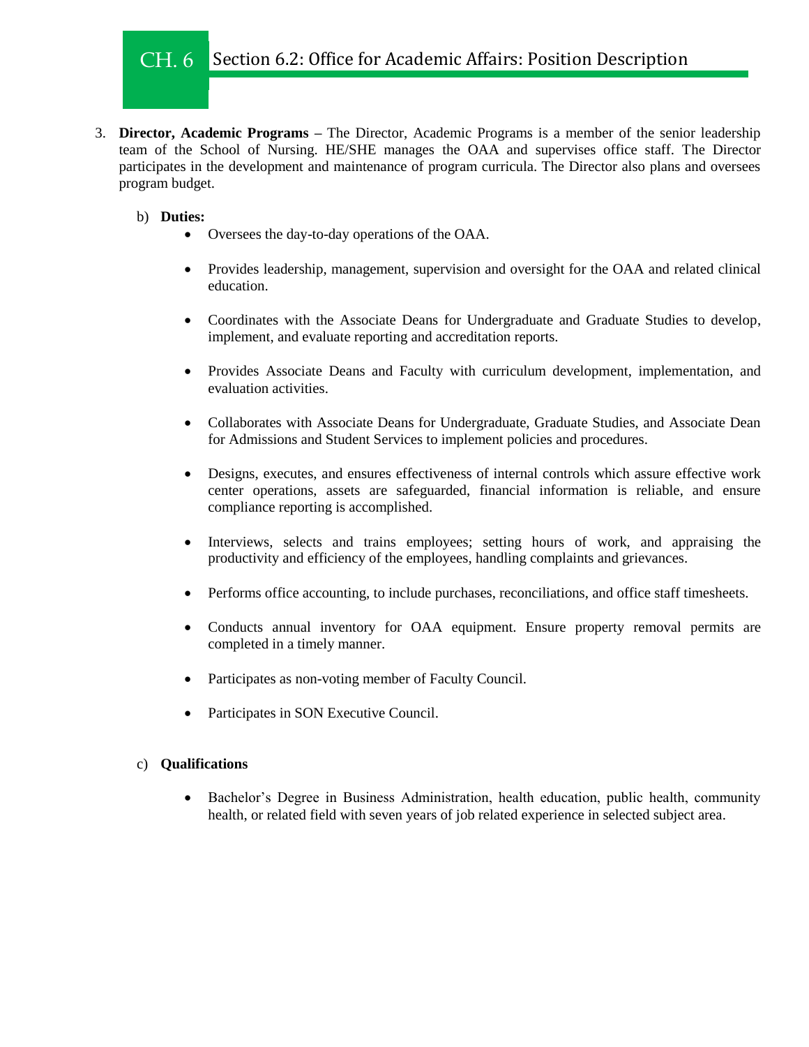3. **Director, Academic Programs –** The Director, Academic Programs is a member of the senior leadership team of the School of Nursing. HE/SHE manages the OAA and supervises office staff. The Director participates in the development and maintenance of program curricula. The Director also plans and oversees program budget.

   b) **Duties:**

      - Oversees the day-to-day operations of the OAA.

      - Provides leadership, management, supervision and oversight for the OAA and related clinical education.

      - Coordinates with the Associate Deans for Undergraduate and Graduate Studies to develop, implement, and evaluate reporting and accreditation reports.

      - Provides Associate Deans and Faculty with curriculum development, implementation, and evaluation activities.

      - Collaborates with Associate Deans for Undergraduate, Graduate Studies, and Associate Dean for Admissions and Student Services to implement policies and procedures.

      - Designs, executes, and ensures effectiveness of internal controls which assure effective work center operations, assets are safeguarded, financial information is reliable, and ensure compliance reporting is accomplished.

      - Interviews, selects and trains employees; setting hours of work, and appraising the productivity and efficiency of the employees, handling complaints and grievances.

      - Performs office accounting, to include purchases, reconciliations, and office staff timesheets.

      - Conducts annual inventory for OAA equipment. Ensure property removal permits are completed in a timely manner.

      - Participates as non-voting member of Faculty Council.

      - Participates in SON Executive Council.

   c) **Qualifications**

      - Bachelor's Degree in Business Administration, health education, public health, community health, or related field with seven years of job related experience in selected subject area.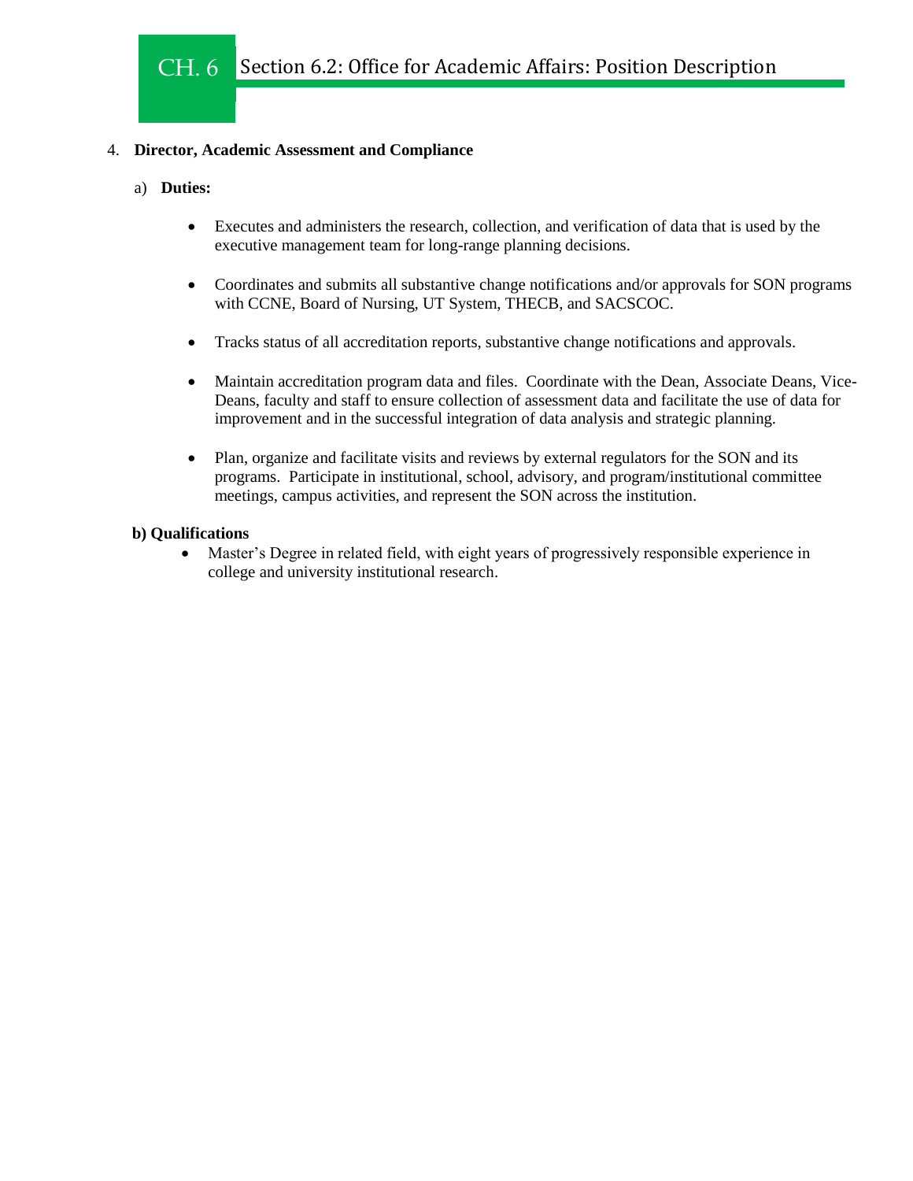4. **Director, Academic Assessment and Compliance**

   a) **Duties:**

   - Executes and administers the research, collection, and verification of data that is used by the executive management team for long-range planning decisions.

   - Coordinates and submits all substantive change notifications and/or approvals for SON programs with CCNE, Board of Nursing, UT System, THECB, and SACSCOC.

   - Tracks status of all accreditation reports, substantive change notifications and approvals.

   - Maintain accreditation program data and files. Coordinate with the Dean, Associate Deans, Vice-Deans, faculty and staff to ensure collection of assessment data and facilitate the use of data for improvement and in the successful integration of data analysis and strategic planning.

   - Plan, organize and facilitate visits and reviews by external regulators for the SON and its programs. Participate in institutional, school, advisory, and program/institutional committee meetings, campus activities, and represent the SON across the institution.

   **b) Qualifications**

   - Master's Degree in related field, with eight years of progressively responsible experience in college and university institutional research.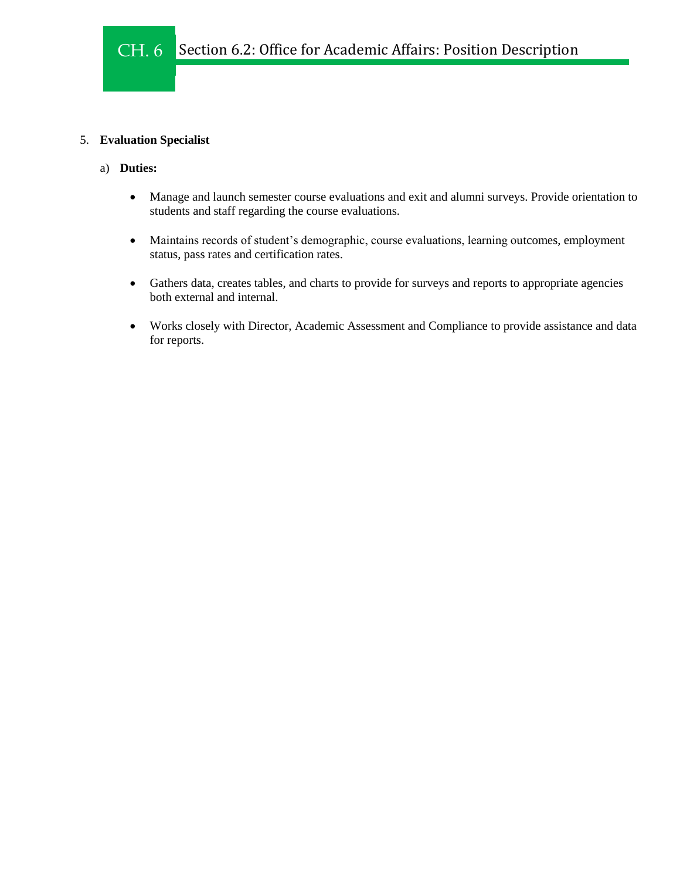5. **Evaluation Specialist**

   a) **Duties:**

      - Manage and launch semester course evaluations and exit and alumni surveys. Provide orientation to students and staff regarding the course evaluations.
      - Maintains records of student's demographic, course evaluations, learning outcomes, employment status, pass rates and certification rates.
      - Gathers data, creates tables, and charts to provide for surveys and reports to appropriate agencies both external and internal.
      - Works closely with Director, Academic Assessment and Compliance to provide assistance and data for reports.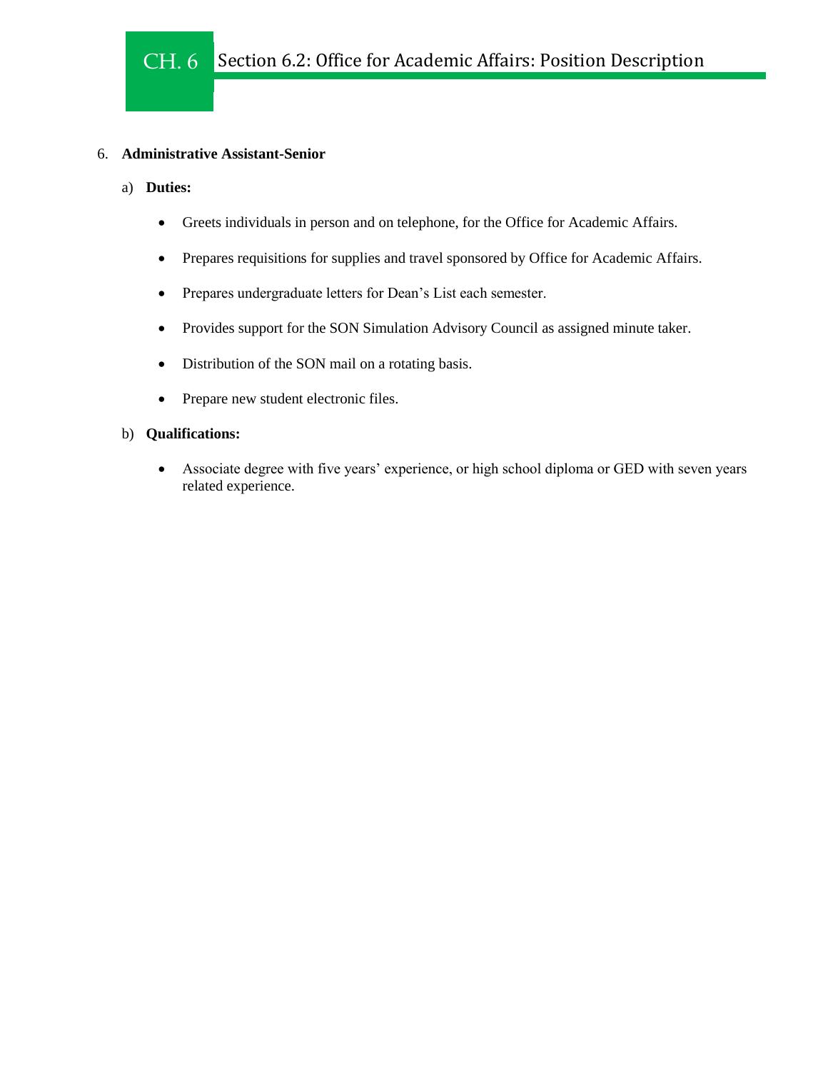6. **Administrative Assistant-Senior**

   a) **Duties:**

      - Greets individuals in person and on telephone, for the Office for Academic Affairs.
      - Prepares requisitions for supplies and travel sponsored by Office for Academic Affairs.
      - Prepares undergraduate letters for Dean's List each semester.
      - Provides support for the SON Simulation Advisory Council as assigned minute taker.
      - Distribution of the SON mail on a rotating basis.
      - Prepare new student electronic files.

   b) **Qualifications:**

      - Associate degree with five years' experience, or high school diploma or GED with seven years related experience.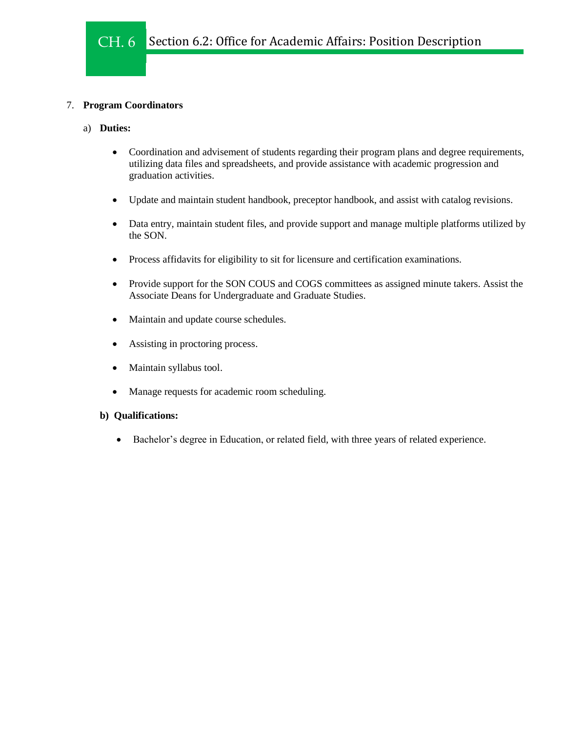7. **Program Coordinators**

   a) **Duties:**

      - Coordination and advisement of students regarding their program plans and degree requirements, utilizing data files and spreadsheets, and provide assistance with academic progression and graduation activities.
      - Update and maintain student handbook, preceptor handbook, and assist with catalog revisions.
      - Data entry, maintain student files, and provide support and manage multiple platforms utilized by the SON.
      - Process affidavits for eligibility to sit for licensure and certification examinations.
      - Provide support for the SON COUS and COGS committees as assigned minute takers. Assist the Associate Deans for Undergraduate and Graduate Studies.
      - Maintain and update course schedules.
      - Assisting in proctoring process.
      - Maintain syllabus tool.
      - Manage requests for academic room scheduling.

   **b) Qualifications:**

      - Bachelor's degree in Education, or related field, with three years of related experience.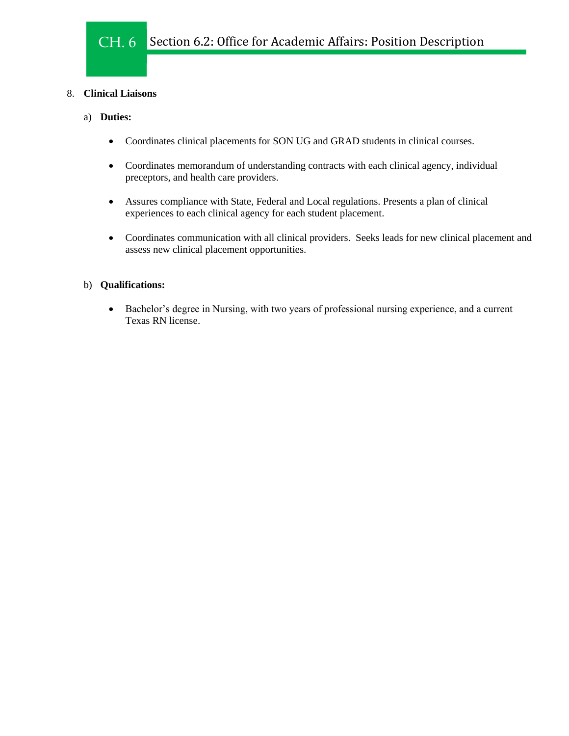8. **Clinical Liaisons**

   a) **Duties:**

      - Coordinates clinical placements for SON UG and GRAD students in clinical courses.

      - Coordinates memorandum of understanding contracts with each clinical agency, individual preceptors, and health care providers.

      - Assures compliance with State, Federal and Local regulations. Presents a plan of clinical experiences to each clinical agency for each student placement.

      - Coordinates communication with all clinical providers. Seeks leads for new clinical placement and assess new clinical placement opportunities.

   b) **Qualifications:**

      - Bachelor's degree in Nursing, with two years of professional nursing experience, and a current Texas RN license.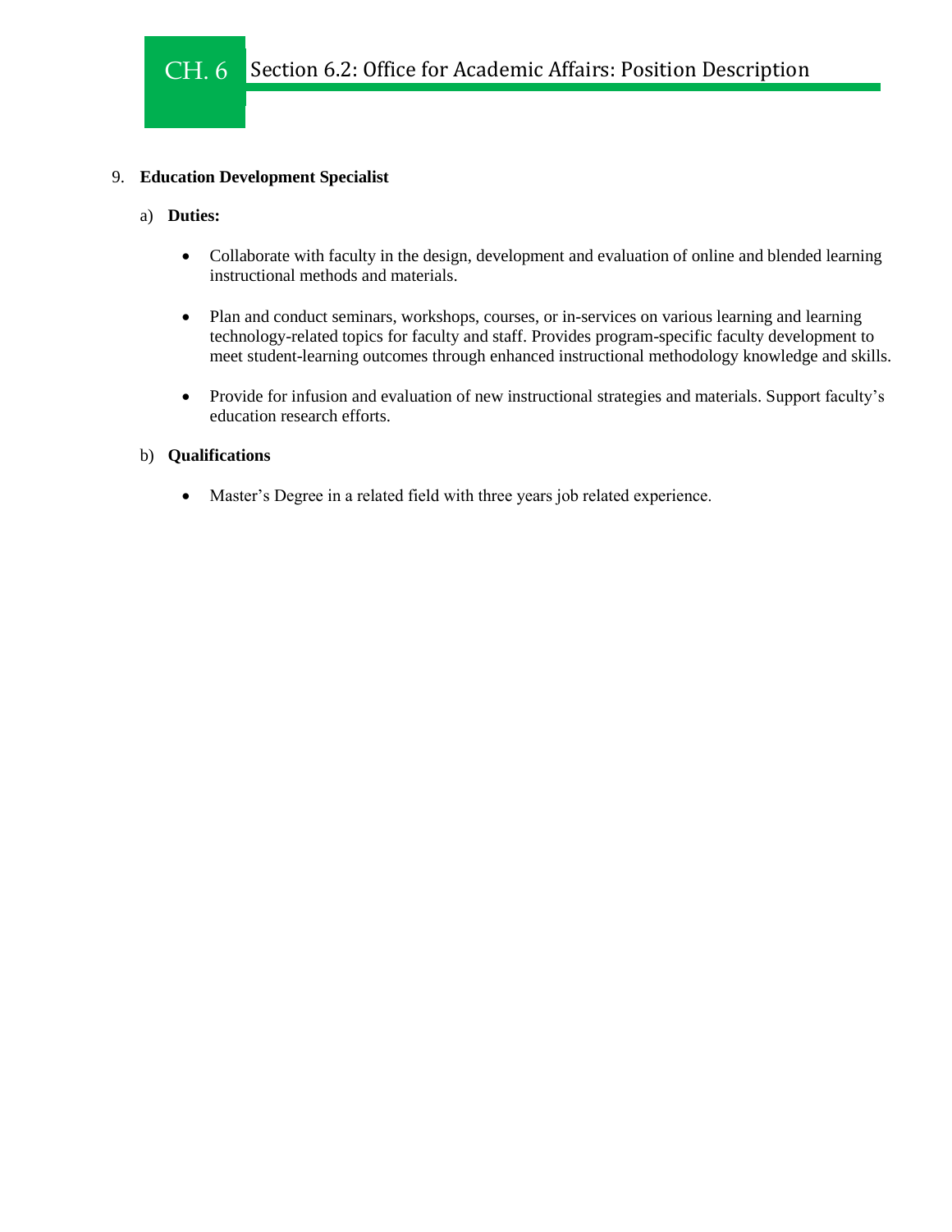9. **Education Development Specialist**

   a) **Duties:**

      - Collaborate with faculty in the design, development and evaluation of online and blended learning instructional methods and materials.

      - Plan and conduct seminars, workshops, courses, or in-services on various learning and learning technology-related topics for faculty and staff. Provides program-specific faculty development to meet student-learning outcomes through enhanced instructional methodology knowledge and skills.

      - Provide for infusion and evaluation of new instructional strategies and materials. Support faculty's education research efforts.

   b) **Qualifications**

      - Master's Degree in a related field with three years job related experience.